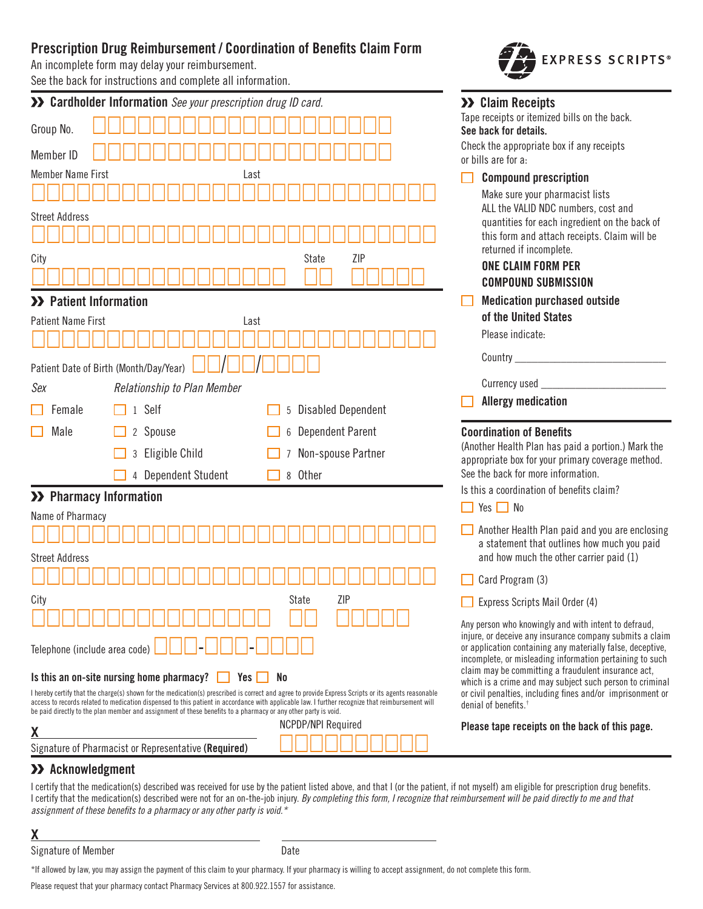# Prescription Drug Reimbursement / Coordination of Benefits Claim Form

An incomplete form may delay your reimbursement.
See the back for instructions and complete all information.

EXPRESS SCRIPTS®

## ›› Cardholder Information *See your prescription drug ID card.*

Group No. ☐☐☐☐☐☐☐☐☐☐☐☐☐☐☐☐☐☐☐☐

Member ID ☐☐☐☐☐☐☐☐☐☐☐☐☐☐☐☐☐☐☐☐

Member Name First / Last

Street Address

City / State / ZIP

## ›› Patient Information

Patient Name First / Last

Patient Date of Birth (Month/Day/Year) ☐☐/☐☐/☐☐☐☐

*Sex*

- ☐ Female
- ☐ Male

*Relationship to Plan Member*

- ☐ 1 Self
- ☐ 2 Spouse
- ☐ 3 Eligible Child
- ☐ 4 Dependent Student
- ☐ 5 Disabled Dependent
- ☐ 6 Dependent Parent
- ☐ 7 Non-spouse Partner
- ☐ 8 Other

## ›› Pharmacy Information

Name of Pharmacy

Street Address

City / State / ZIP

Telephone (include area code) ☐☐☐-☐☐☐-☐☐☐☐

**Is this an on-site nursing home pharmacy?** ☐ **Yes** ☐ **No**

I hereby certify that the charge(s) shown for the medication(s) prescribed is correct and agree to provide Express Scripts or its agents reasonable access to records related to medication dispensed to this patient in accordance with applicable law. I further recognize that reimbursement will be paid directly to the plan member and assignment of these benefits to a pharmacy or any other party is void.

**X** ______________________

Signature of Pharmacist or Representative **(Required)**

NCPDP/NPI Required ☐☐☐☐☐☐☐☐☐☐

## ›› Claim Receipts

Tape receipts or itemized bills on the back. **See back for details.**

Check the appropriate box if any receipts or bills are for a:

☐ **Compound prescription**

Make sure your pharmacist lists ALL the VALID NDC numbers, cost and quantities for each ingredient on the back of this form and attach receipts. Claim will be returned if incomplete.

**ONE CLAIM FORM PER COMPOUND SUBMISSION**

☐ **Medication purchased outside of the United States**

Please indicate:

Country ______________________

Currency used ______________________

☐ **Allergy medication**

## Coordination of Benefits

(Another Health Plan has paid a portion.) Mark the appropriate box for your primary coverage method. See the back for more information.

Is this a coordination of benefits claim?

☐ Yes ☐ No

☐ Another Health Plan paid and you are enclosing a statement that outlines how much you paid and how much the other carrier paid (1)

☐ Card Program (3)

☐ Express Scripts Mail Order (4)

Any person who knowingly and with intent to defraud, injure, or deceive any insurance company submits a claim or application containing any materially false, deceptive, incomplete, or misleading information pertaining to such claim may be committing a fraudulent insurance act, which is a crime and may subject such person to criminal or civil penalties, including fines and/or imprisonment or denial of benefits.†

**Please tape receipts on the back of this page.**

## ›› Acknowledgment

I certify that the medication(s) described was received for use by the patient listed above, and that I (or the patient, if not myself) am eligible for prescription drug benefits. I certify that the medication(s) described were not for an on-the-job injury. *By completing this form, I recognize that reimbursement will be paid directly to me and that assignment of these benefits to a pharmacy or any other party is void.**

**X** ______________________ ______________________

Signature of Member Date

*If allowed by law, you may assign the payment of this claim to your pharmacy. If your pharmacy is willing to accept assignment, do not complete this form.

Please request that your pharmacy contact Pharmacy Services at 800.922.1557 for assistance.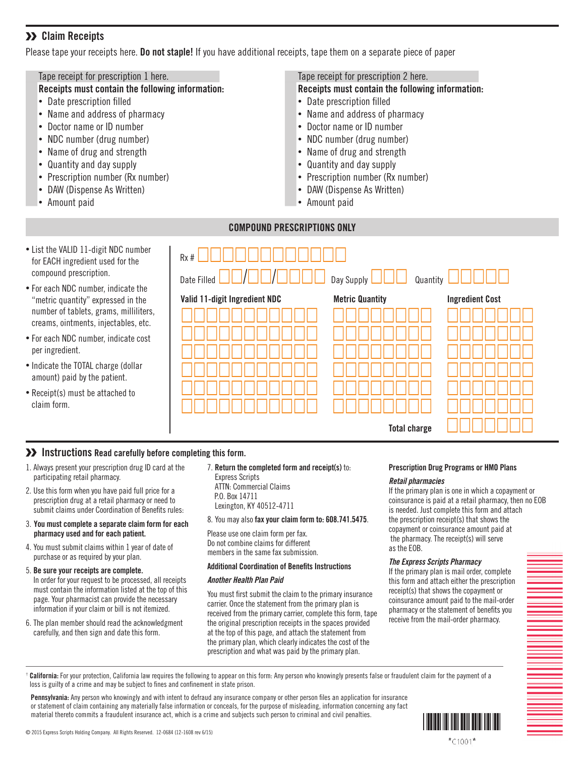## Claim Receipts

Please tape your receipts here. **Do not staple!** If you have additional receipts, tape them on a separate piece of paper

Tape receipt for prescription 1 here.

**Receipts must contain the following information:**

- Date prescription filled
- Name and address of pharmacy
- Doctor name or ID number
- NDC number (drug number)
- Name of drug and strength
- Quantity and day supply
- Prescription number (Rx number)
- DAW (Dispense As Written)
- Amount paid

Tape receipt for prescription 2 here.

**Receipts must contain the following information:**

- Date prescription filled
- Name and address of pharmacy
- Doctor name or ID number
- NDC number (drug number)
- Name of drug and strength
- Quantity and day supply
- Prescription number (Rx number)
- DAW (Dispense As Written)
- Amount paid

### COMPOUND PRESCRIPTIONS ONLY

- List the VALID 11-digit NDC number for EACH ingredient used for the compound prescription.
- For each NDC number, indicate the "metric quantity" expressed in the number of tablets, grams, milliliters, creams, ointments, injectables, etc.
- For each NDC number, indicate cost per ingredient.
- Indicate the TOTAL charge (dollar amount) paid by the patient.
- Receipt(s) must be attached to claim form.

Rx # ____________

Date Filled __/__/____ Day Supply ___ Quantity _____

| Valid 11-digit Ingredient NDC | Metric Quantity | Ingredient Cost |
|---|---|---|
| | | |
| | | |
| | | |
| | | |
| | | |
| | | |
| | **Total charge** | |

## Instructions Read carefully before completing this form.

1. Always present your prescription drug ID card at the participating retail pharmacy.
2. Use this form when you have paid full price for a prescription drug at a retail pharmacy or need to submit claims under Coordination of Benefits rules:
3. **You must complete a separate claim form for each pharmacy used and for each patient.**
4. You must submit claims within 1 year of date of purchase or as required by your plan.
5. **Be sure your receipts are complete.** In order for your request to be processed, all receipts must contain the information listed at the top of this page. Your pharmacist can provide the necessary information if your claim or bill is not itemized.
6. The plan member should read the acknowledgment carefully, and then sign and date this form.
7. **Return the completed form and receipt(s)** to:
   Express Scripts
   ATTN: Commercial Claims
   P.O. Box 14711
   Lexington, KY 40512-4711
8. You may also **fax your claim form to: 608.741.5475**.

Please use one claim form per fax.
Do not combine claims for different members in the same fax submission.

**Additional Coordination of Benefits Instructions**

***Another Health Plan Paid***

You must first submit the claim to the primary insurance carrier. Once the statement from the primary plan is received from the primary carrier, complete this form, tape the original prescription receipts in the spaces provided at the top of this page, and attach the statement from the primary plan, which clearly indicates the cost of the prescription and what was paid by the primary plan.

**Prescription Drug Programs or HMO Plans**

***Retail pharmacies***

If the primary plan is one in which a copayment or coinsurance is paid at a retail pharmacy, then no EOB is needed. Just complete this form and attach the prescription receipt(s) that shows the copayment or coinsurance amount paid at the pharmacy. The receipt(s) will serve as the EOB.

***The Express Scripts Pharmacy***

If the primary plan is mail order, complete this form and attach either the prescription receipt(s) that shows the copayment or coinsurance amount paid to the mail-order pharmacy or the statement of benefits you receive from the mail-order pharmacy.

† **California:** For your protection, California law requires the following to appear on this form: Any person who knowingly presents false or fraudulent claim for the payment of a loss is guilty of a crime and may be subject to fines and confinement in state prison.

**Pennsylvania:** Any person who knowingly and with intent to defraud any insurance company or other person files an application for insurance or statement of claim containing any materially false information or conceals, for the purpose of misleading, information concerning any fact material thereto commits a fraudulent insurance act, which is a crime and subjects such person to criminal and civil penalties.

© 2015 Express Scripts Holding Company. All Rights Reserved. 12-0684 (12-1608 rev 6/15)

*C1001*